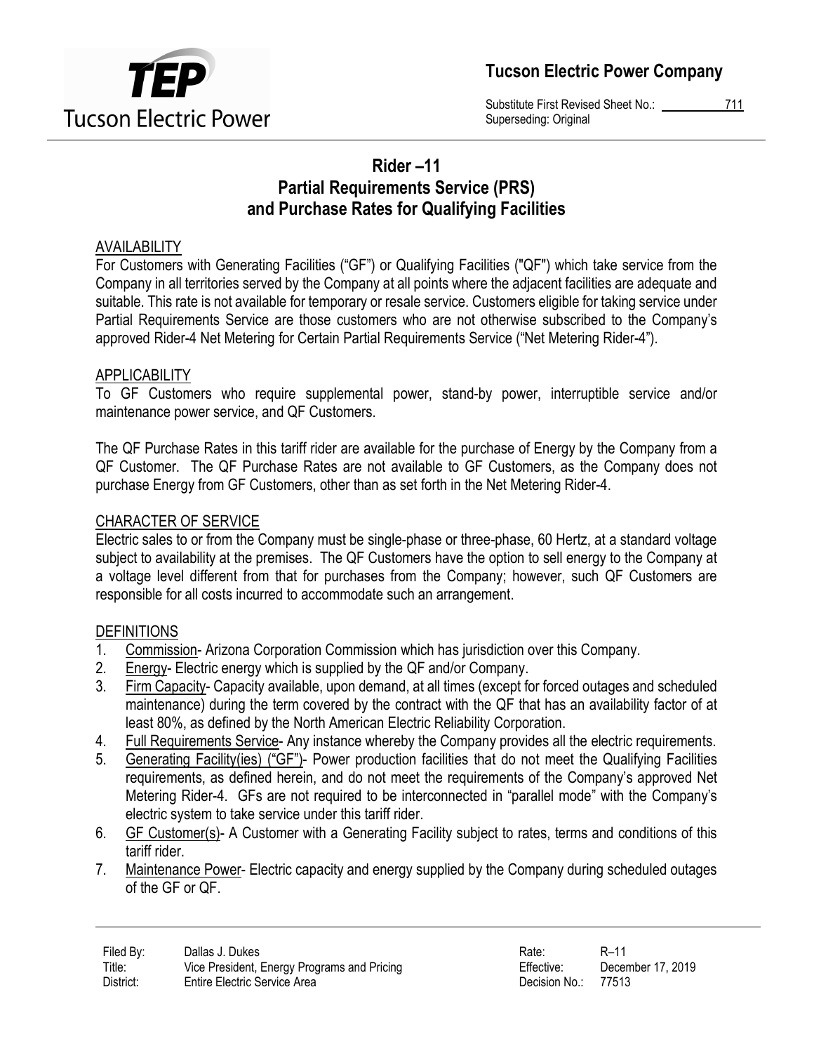# Tucson Electric Power Company

Substitute First Revised Sheet No.: 711
Superseding: Original

## Rider –11
## Partial Requirements Service (PRS) and Purchase Rates for Qualifying Facilities

### AVAILABILITY

For Customers with Generating Facilities ("GF") or Qualifying Facilities ("QF") which take service from the Company in all territories served by the Company at all points where the adjacent facilities are adequate and suitable. This rate is not available for temporary or resale service. Customers eligible for taking service under Partial Requirements Service are those customers who are not otherwise subscribed to the Company's approved Rider-4 Net Metering for Certain Partial Requirements Service ("Net Metering Rider-4").

### APPLICABILITY

To GF Customers who require supplemental power, stand-by power, interruptible service and/or maintenance power service, and QF Customers.

The QF Purchase Rates in this tariff rider are available for the purchase of Energy by the Company from a QF Customer. The QF Purchase Rates are not available to GF Customers, as the Company does not purchase Energy from GF Customers, other than as set forth in the Net Metering Rider-4.

### CHARACTER OF SERVICE

Electric sales to or from the Company must be single-phase or three-phase, 60 Hertz, at a standard voltage subject to availability at the premises. The QF Customers have the option to sell energy to the Company at a voltage level different from that for purchases from the Company; however, such QF Customers are responsible for all costs incurred to accommodate such an arrangement.

### DEFINITIONS

1. Commission- Arizona Corporation Commission which has jurisdiction over this Company.
2. Energy- Electric energy which is supplied by the QF and/or Company.
3. Firm Capacity- Capacity available, upon demand, at all times (except for forced outages and scheduled maintenance) during the term covered by the contract with the QF that has an availability factor of at least 80%, as defined by the North American Electric Reliability Corporation.
4. Full Requirements Service- Any instance whereby the Company provides all the electric requirements.
5. Generating Facility(ies) ("GF")- Power production facilities that do not meet the Qualifying Facilities requirements, as defined herein, and do not meet the requirements of the Company's approved Net Metering Rider-4. GFs are not required to be interconnected in "parallel mode" with the Company's electric system to take service under this tariff rider.
6. GF Customer(s)- A Customer with a Generating Facility subject to rates, terms and conditions of this tariff rider.
7. Maintenance Power- Electric capacity and energy supplied by the Company during scheduled outages of the GF or QF.

| Filed By: | Dallas J. Dukes | Rate: | R–11 |
|---|---|---|---|
| Title: | Vice President, Energy Programs and Pricing | Effective: | December 17, 2019 |
| District: | Entire Electric Service Area | Decision No.: | 77513 |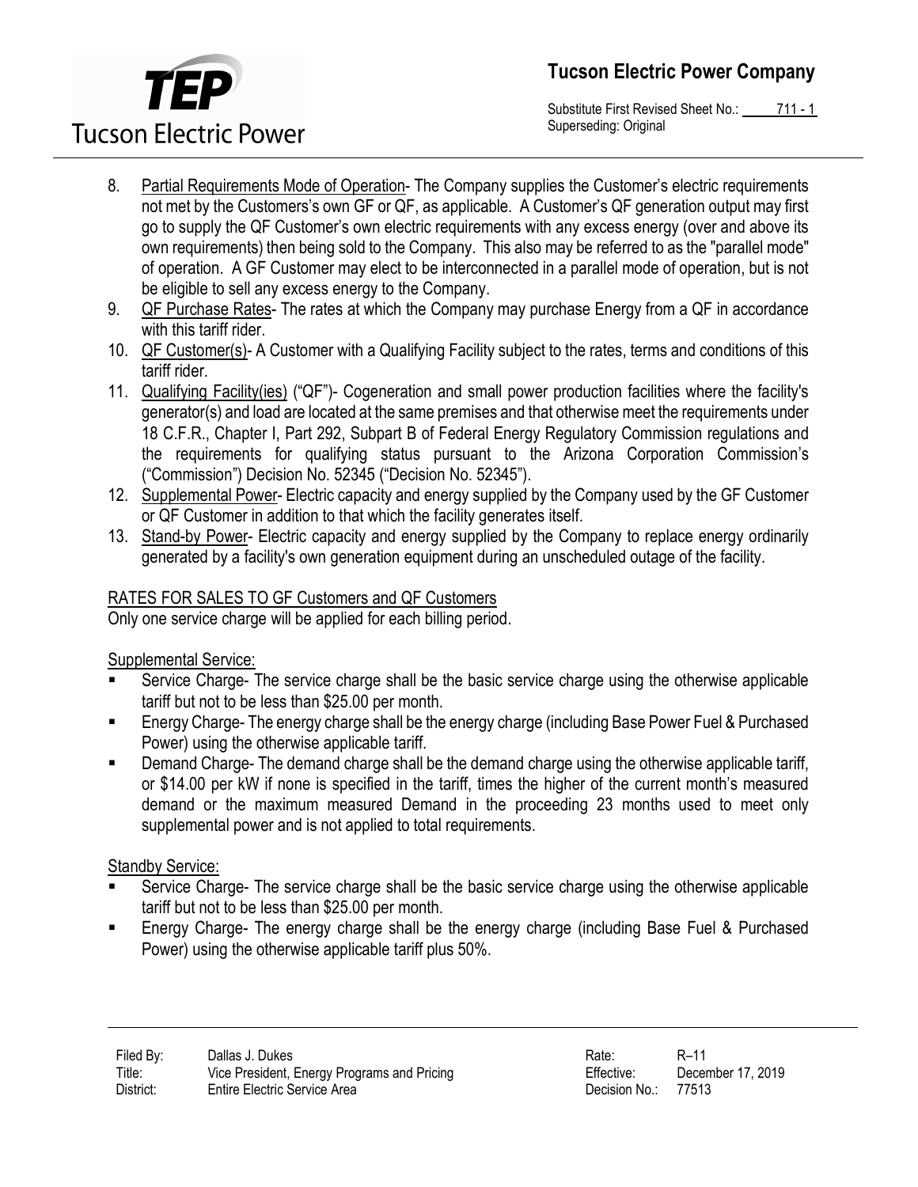8. Partial Requirements Mode of Operation- The Company supplies the Customer's electric requirements not met by the Customers's own GF or QF, as applicable. A Customer's QF generation output may first go to supply the QF Customer's own electric requirements with any excess energy (over and above its own requirements) then being sold to the Company. This also may be referred to as the "parallel mode" of operation. A GF Customer may elect to be interconnected in a parallel mode of operation, but is not be eligible to sell any excess energy to the Company.
9. QF Purchase Rates- The rates at which the Company may purchase Energy from a QF in accordance with this tariff rider.
10. QF Customer(s)- A Customer with a Qualifying Facility subject to the rates, terms and conditions of this tariff rider.
11. Qualifying Facility(ies) ("QF")- Cogeneration and small power production facilities where the facility's generator(s) and load are located at the same premises and that otherwise meet the requirements under 18 C.F.R., Chapter I, Part 292, Subpart B of Federal Energy Regulatory Commission regulations and the requirements for qualifying status pursuant to the Arizona Corporation Commission's ("Commission") Decision No. 52345 ("Decision No. 52345").
12. Supplemental Power- Electric capacity and energy supplied by the Company used by the GF Customer or QF Customer in addition to that which the facility generates itself.
13. Stand-by Power- Electric capacity and energy supplied by the Company to replace energy ordinarily generated by a facility's own generation equipment during an unscheduled outage of the facility.

## RATES FOR SALES TO GF Customers and QF Customers

Only one service charge will be applied for each billing period.

### Supplemental Service:

- Service Charge- The service charge shall be the basic service charge using the otherwise applicable tariff but not to be less than $25.00 per month.
- Energy Charge- The energy charge shall be the energy charge (including Base Power Fuel & Purchased Power) using the otherwise applicable tariff.
- Demand Charge- The demand charge shall be the demand charge using the otherwise applicable tariff, or $14.00 per kW if none is specified in the tariff, times the higher of the current month's measured demand or the maximum measured Demand in the proceeding 23 months used to meet only supplemental power and is not applied to total requirements.

### Standby Service:

- Service Charge- The service charge shall be the basic service charge using the otherwise applicable tariff but not to be less than $25.00 per month.
- Energy Charge- The energy charge shall be the energy charge (including Base Fuel & Purchased Power) using the otherwise applicable tariff plus 50%.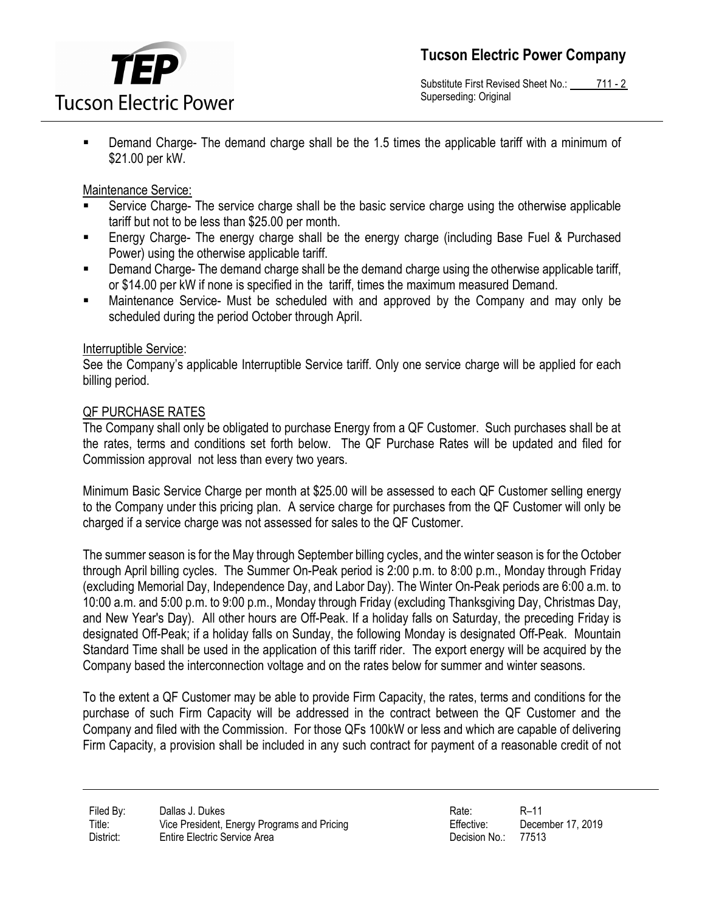- Demand Charge- The demand charge shall be the 1.5 times the applicable tariff with a minimum of $21.00 per kW.

Maintenance Service:

- Service Charge- The service charge shall be the basic service charge using the otherwise applicable tariff but not to be less than $25.00 per month.
- Energy Charge- The energy charge shall be the energy charge (including Base Fuel & Purchased Power) using the otherwise applicable tariff.
- Demand Charge- The demand charge shall be the demand charge using the otherwise applicable tariff, or $14.00 per kW if none is specified in the tariff, times the maximum measured Demand.
- Maintenance Service- Must be scheduled with and approved by the Company and may only be scheduled during the period October through April.

Interruptible Service:

See the Company's applicable Interruptible Service tariff. Only one service charge will be applied for each billing period.

QF PURCHASE RATES

The Company shall only be obligated to purchase Energy from a QF Customer. Such purchases shall be at the rates, terms and conditions set forth below. The QF Purchase Rates will be updated and filed for Commission approval not less than every two years.

Minimum Basic Service Charge per month at $25.00 will be assessed to each QF Customer selling energy to the Company under this pricing plan. A service charge for purchases from the QF Customer will only be charged if a service charge was not assessed for sales to the QF Customer.

The summer season is for the May through September billing cycles, and the winter season is for the October through April billing cycles. The Summer On-Peak period is 2:00 p.m. to 8:00 p.m., Monday through Friday (excluding Memorial Day, Independence Day, and Labor Day). The Winter On-Peak periods are 6:00 a.m. to 10:00 a.m. and 5:00 p.m. to 9:00 p.m., Monday through Friday (excluding Thanksgiving Day, Christmas Day, and New Year's Day). All other hours are Off-Peak. If a holiday falls on Saturday, the preceding Friday is designated Off-Peak; if a holiday falls on Sunday, the following Monday is designated Off-Peak. Mountain Standard Time shall be used in the application of this tariff rider. The export energy will be acquired by the Company based the interconnection voltage and on the rates below for summer and winter seasons.

To the extent a QF Customer may be able to provide Firm Capacity, the rates, terms and conditions for the purchase of such Firm Capacity will be addressed in the contract between the QF Customer and the Company and filed with the Commission. For those QFs 100kW or less and which are capable of delivering Firm Capacity, a provision shall be included in any such contract for payment of a reasonable credit of not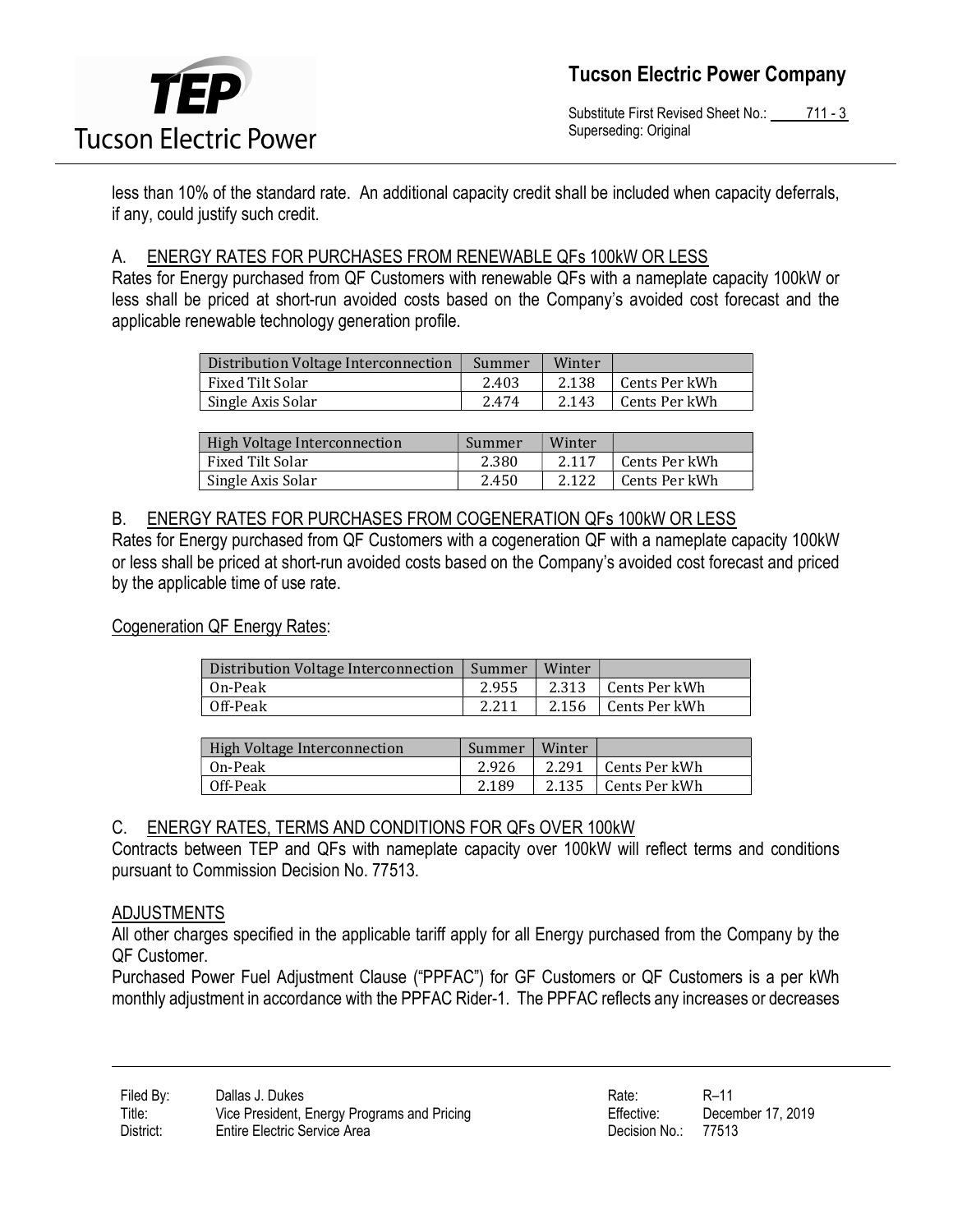less than 10% of the standard rate. An additional capacity credit shall be included when capacity deferrals, if any, could justify such credit.

## A. ENERGY RATES FOR PURCHASES FROM RENEWABLE QFs 100kW OR LESS

Rates for Energy purchased from QF Customers with renewable QFs with a nameplate capacity 100kW or less shall be priced at short-run avoided costs based on the Company's avoided cost forecast and the applicable renewable technology generation profile.

| Distribution Voltage Interconnection | Summer | Winter | |
|---|---|---|---|
| Fixed Tilt Solar | 2.403 | 2.138 | Cents Per kWh |
| Single Axis Solar | 2.474 | 2.143 | Cents Per kWh |

| High Voltage Interconnection | Summer | Winter | |
|---|---|---|---|
| Fixed Tilt Solar | 2.380 | 2.117 | Cents Per kWh |
| Single Axis Solar | 2.450 | 2.122 | Cents Per kWh |

## B. ENERGY RATES FOR PURCHASES FROM COGENERATION QFs 100kW OR LESS

Rates for Energy purchased from QF Customers with a cogeneration QF with a nameplate capacity 100kW or less shall be priced at short-run avoided costs based on the Company's avoided cost forecast and priced by the applicable time of use rate.

Cogeneration QF Energy Rates:

| Distribution Voltage Interconnection | Summer | Winter | |
|---|---|---|---|
| On-Peak | 2.955 | 2.313 | Cents Per kWh |
| Off-Peak | 2.211 | 2.156 | Cents Per kWh |

| High Voltage Interconnection | Summer | Winter | |
|---|---|---|---|
| On-Peak | 2.926 | 2.291 | Cents Per kWh |
| Off-Peak | 2.189 | 2.135 | Cents Per kWh |

## C. ENERGY RATES, TERMS AND CONDITIONS FOR QFs OVER 100kW

Contracts between TEP and QFs with nameplate capacity over 100kW will reflect terms and conditions pursuant to Commission Decision No. 77513.

## ADJUSTMENTS

All other charges specified in the applicable tariff apply for all Energy purchased from the Company by the QF Customer.

Purchased Power Fuel Adjustment Clause ("PPFAC") for GF Customers or QF Customers is a per kWh monthly adjustment in accordance with the PPFAC Rider-1. The PPFAC reflects any increases or decreases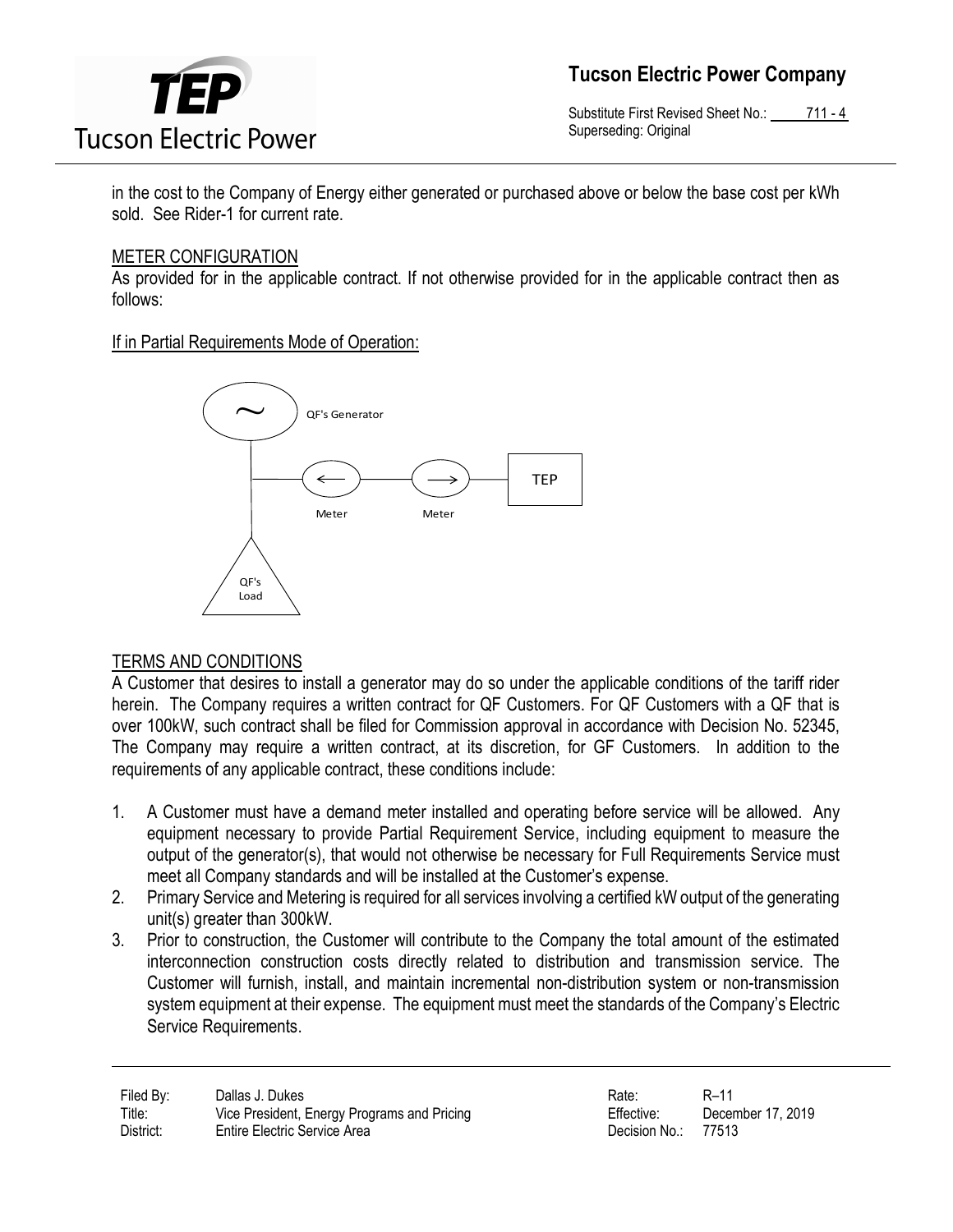in the cost to the Company of Energy either generated or purchased above or below the base cost per kWh sold. See Rider-1 for current rate.

METER CONFIGURATION

As provided for in the applicable contract. If not otherwise provided for in the applicable contract then as follows:

If in Partial Requirements Mode of Operation:

QF's Generator

Meter Meter TEP

QF's Load

TERMS AND CONDITIONS

A Customer that desires to install a generator may do so under the applicable conditions of the tariff rider herein. The Company requires a written contract for QF Customers. For QF Customers with a QF that is over 100kW, such contract shall be filed for Commission approval in accordance with Decision No. 52345, The Company may require a written contract, at its discretion, for GF Customers. In addition to the requirements of any applicable contract, these conditions include:

1. A Customer must have a demand meter installed and operating before service will be allowed. Any equipment necessary to provide Partial Requirement Service, including equipment to measure the output of the generator(s), that would not otherwise be necessary for Full Requirements Service must meet all Company standards and will be installed at the Customer's expense.
2. Primary Service and Metering is required for all services involving a certified kW output of the generating unit(s) greater than 300kW.
3. Prior to construction, the Customer will contribute to the Company the total amount of the estimated interconnection construction costs directly related to distribution and transmission service. The Customer will furnish, install, and maintain incremental non-distribution system or non-transmission system equipment at their expense. The equipment must meet the standards of the Company's Electric Service Requirements.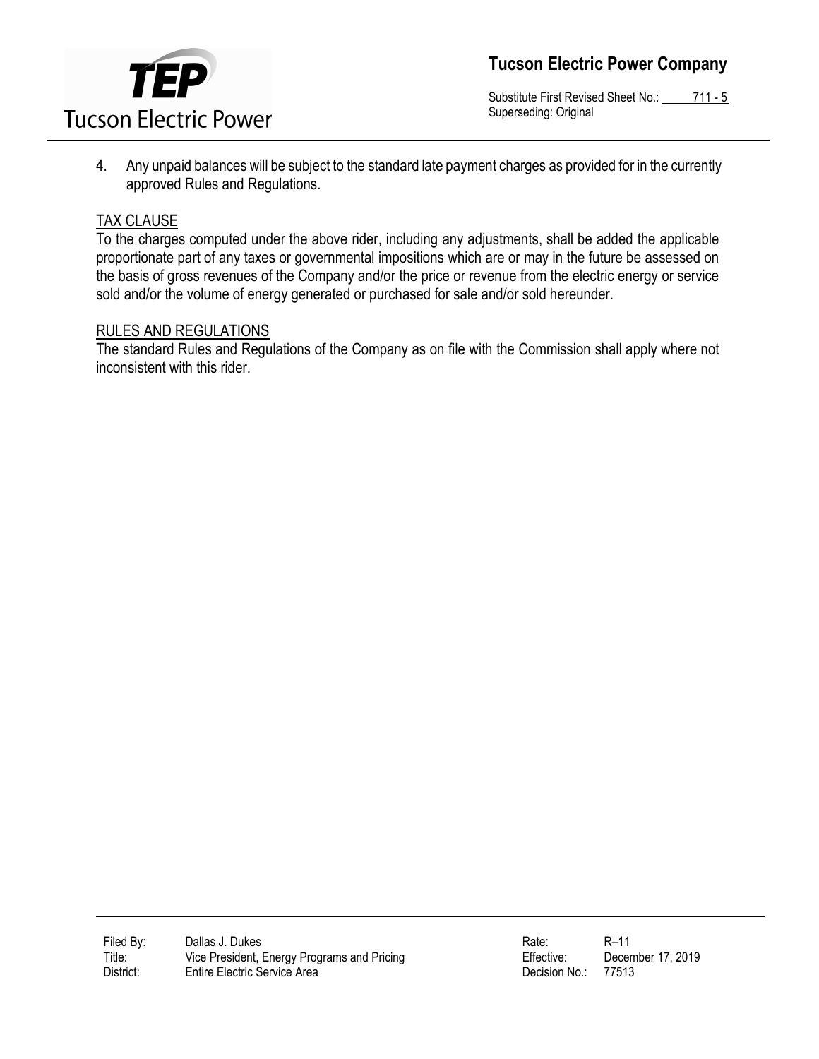4. Any unpaid balances will be subject to the standard late payment charges as provided for in the currently approved Rules and Regulations.

## TAX CLAUSE

To the charges computed under the above rider, including any adjustments, shall be added the applicable proportionate part of any taxes or governmental impositions which are or may in the future be assessed on the basis of gross revenues of the Company and/or the price or revenue from the electric energy or service sold and/or the volume of energy generated or purchased for sale and/or sold hereunder.

## RULES AND REGULATIONS

The standard Rules and Regulations of the Company as on file with the Commission shall apply where not inconsistent with this rider.